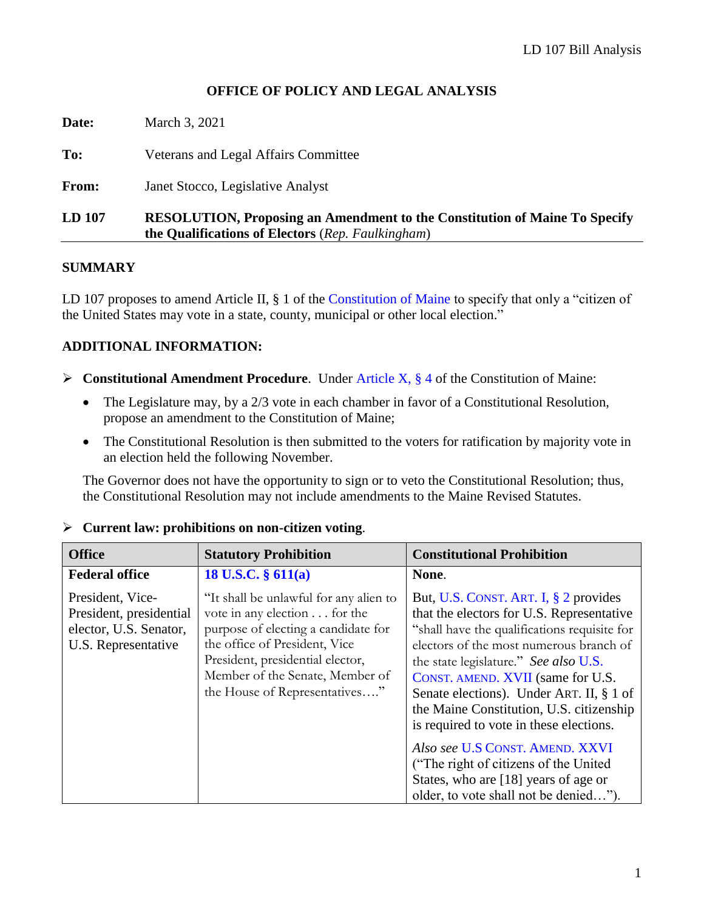# OFFICE OF POLICY AND LEGAL ANALYSIS

**Date:** March 3, 2021

**To:** Veterans and Legal Affairs Committee

**From:** Janet Stocco, Legislative Analyst

**LD 107** **RESOLUTION, Proposing an Amendment to the Constitution of Maine To Specify the Qualifications of Electors** (*Rep. Faulkingham*)

## SUMMARY

LD 107 proposes to amend Article II, § 1 of the Constitution of Maine to specify that only a "citizen of the United States may vote in a state, county, municipal or other local election."

## ADDITIONAL INFORMATION:

- **Constitutional Amendment Procedure**. Under Article X, § 4 of the Constitution of Maine:
  - The Legislature may, by a 2/3 vote in each chamber in favor of a Constitutional Resolution, propose an amendment to the Constitution of Maine;
  - The Constitutional Resolution is then submitted to the voters for ratification by majority vote in an election held the following November.

  The Governor does not have the opportunity to sign or to veto the Constitutional Resolution; thus, the Constitutional Resolution may not include amendments to the Maine Revised Statutes.

- **Current law: prohibitions on non-citizen voting**.

| Office | Statutory Prohibition | Constitutional Prohibition |
|---|---|---|
| **Federal office**<br><br>President, Vice-President, presidential elector, U.S. Senator, U.S. Representative | **18 U.S.C. § 611(a)**<br><br>"It shall be unlawful for any alien to vote in any election . . . for the purpose of electing a candidate for the office of President, Vice President, presidential elector, Member of the Senate, Member of the House of Representatives…." | **None**.<br><br>But, U.S. CONST. ART. I, § 2 provides that the electors for U.S. Representative "shall have the qualifications requisite for electors of the most numerous branch of the state legislature." *See also* U.S. CONST. AMEND. XVII (same for U.S. Senate elections). Under ART. II, § 1 of the Maine Constitution, U.S. citizenship is required to vote in these elections.<br><br>*Also see* U.S CONST. AMEND. XXVI ("The right of citizens of the United States, who are [18] years of age or older, to vote shall not be denied…"). |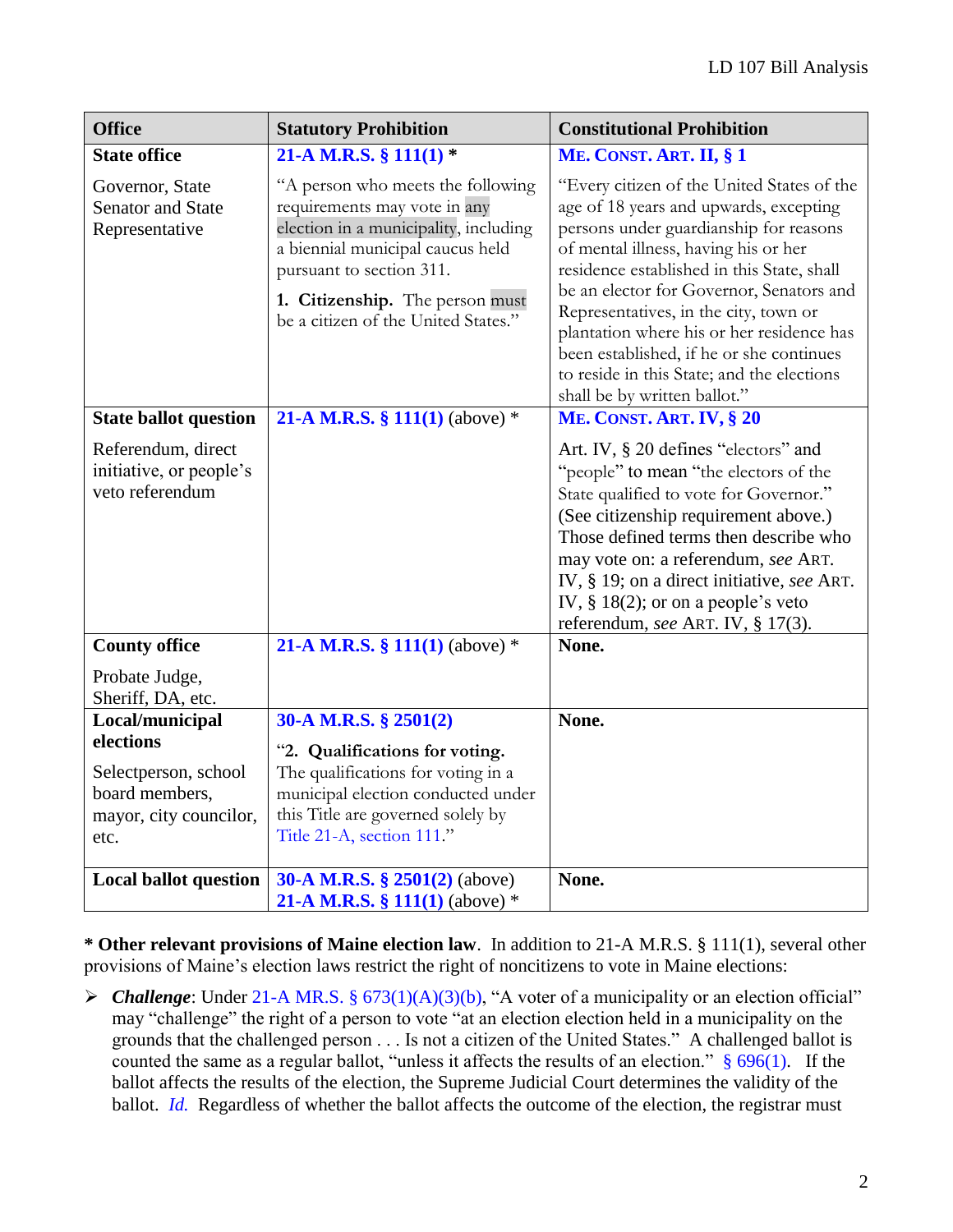| Office | Statutory Prohibition | Constitutional Prohibition |
|---|---|---|
| **State office**<br><br>Governor, State Senator and State Representative | **21-A M.R.S. § 111(1) ***<br><br>"A person who meets the following requirements may vote in any election in a municipality, including a biennial municipal caucus held pursuant to section 311.<br><br>**1. Citizenship.** The person must be a citizen of the United States." | **ME. CONST. ART. II, § 1**<br><br>"Every citizen of the United States of the age of 18 years and upwards, excepting persons under guardianship for reasons of mental illness, having his or her residence established in this State, shall be an elector for Governor, Senators and Representatives, in the city, town or plantation where his or her residence has been established, if he or she continues to reside in this State; and the elections shall be by written ballot." |
| **State ballot question**<br><br>Referendum, direct initiative, or people's veto referendum | **21-A M.R.S. § 111(1)** (above) * | **ME. CONST. ART. IV, § 20**<br><br>Art. IV, § 20 defines "electors" and "people" to mean "the electors of the State qualified to vote for Governor." (See citizenship requirement above.) Those defined terms then describe who may vote on: a referendum, *see* ART. IV, § 19; on a direct initiative, *see* ART. IV, § 18(2); or on a people's veto referendum, *see* ART. IV, § 17(3). |
| **County office**<br><br>Probate Judge, Sheriff, DA, etc. | **21-A M.R.S. § 111(1)** (above) * | **None.** |
| **Local/municipal elections**<br><br>Selectperson, school board members, mayor, city councilor, etc. | **30-A M.R.S. § 2501(2)**<br><br>"**2. Qualifications for voting.** The qualifications for voting in a municipal election conducted under this Title are governed solely by Title 21-A, section 111." | **None.** |
| **Local ballot question** | **30-A M.R.S. § 2501(2)** (above)<br>**21-A M.R.S. § 111(1)** (above) * | **None.** |

**\* Other relevant provisions of Maine election law**. In addition to 21-A M.R.S. § 111(1), several other provisions of Maine's election laws restrict the right of noncitizens to vote in Maine elections:

- ***Challenge***: Under 21-A MR.S. § 673(1)(A)(3)(b), "A voter of a municipality or an election official" may "challenge" the right of a person to vote "at an election election held in a municipality on the grounds that the challenged person . . . Is not a citizen of the United States." A challenged ballot is counted the same as a regular ballot, "unless it affects the results of an election." § 696(1). If the ballot affects the results of the election, the Supreme Judicial Court determines the validity of the ballot. *Id.* Regardless of whether the ballot affects the outcome of the election, the registrar must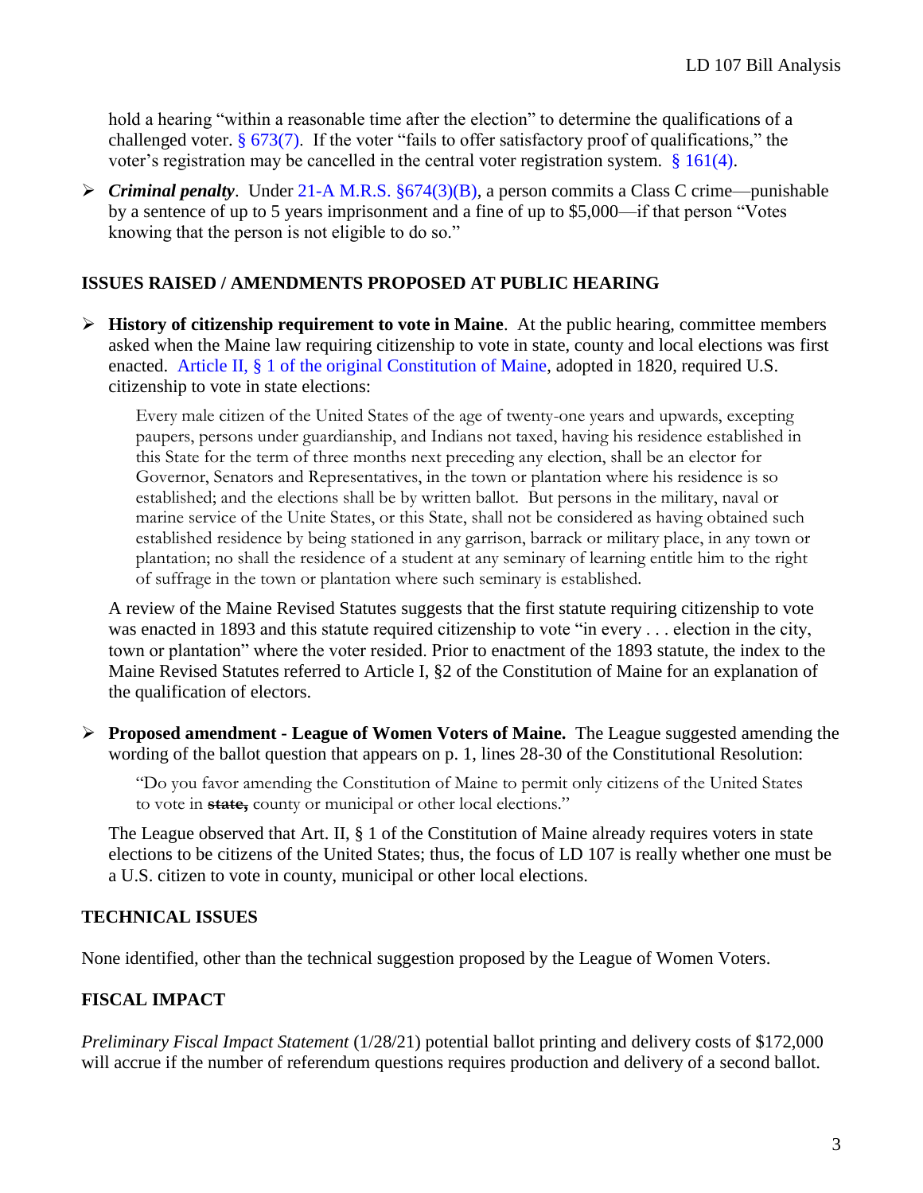hold a hearing "within a reasonable time after the election" to determine the qualifications of a challenged voter. § 673(7). If the voter "fails to offer satisfactory proof of qualifications," the voter's registration may be cancelled in the central voter registration system. § 161(4).

- ***Criminal penalty***. Under 21-A M.R.S. §674(3)(B), a person commits a Class C crime—punishable by a sentence of up to 5 years imprisonment and a fine of up to $5,000—if that person "Votes knowing that the person is not eligible to do so."

## ISSUES RAISED / AMENDMENTS PROPOSED AT PUBLIC HEARING

- **History of citizenship requirement to vote in Maine**. At the public hearing, committee members asked when the Maine law requiring citizenship to vote in state, county and local elections was first enacted. Article II, § 1 of the original Constitution of Maine, adopted in 1820, required U.S. citizenship to vote in state elections:

  > Every male citizen of the United States of the age of twenty-one years and upwards, excepting paupers, persons under guardianship, and Indians not taxed, having his residence established in this State for the term of three months next preceding any election, shall be an elector for Governor, Senators and Representatives, in the town or plantation where his residence is so established; and the elections shall be by written ballot. But persons in the military, naval or marine service of the Unite States, or this State, shall not be considered as having obtained such established residence by being stationed in any garrison, barrack or military place, in any town or plantation; no shall the residence of a student at any seminary of learning entitle him to the right of suffrage in the town or plantation where such seminary is established.

  A review of the Maine Revised Statutes suggests that the first statute requiring citizenship to vote was enacted in 1893 and this statute required citizenship to vote "in every . . . election in the city, town or plantation" where the voter resided. Prior to enactment of the 1893 statute, the index to the Maine Revised Statutes referred to Article I, §2 of the Constitution of Maine for an explanation of the qualification of electors.

- **Proposed amendment - League of Women Voters of Maine.** The League suggested amending the wording of the ballot question that appears on p. 1, lines 28-30 of the Constitutional Resolution:

  > "Do you favor amending the Constitution of Maine to permit only citizens of the United States to vote in ~~**state,**~~ county or municipal or other local elections."

  The League observed that Art. II, § 1 of the Constitution of Maine already requires voters in state elections to be citizens of the United States; thus, the focus of LD 107 is really whether one must be a U.S. citizen to vote in county, municipal or other local elections.

## TECHNICAL ISSUES

None identified, other than the technical suggestion proposed by the League of Women Voters.

## FISCAL IMPACT

*Preliminary Fiscal Impact Statement* (1/28/21) potential ballot printing and delivery costs of $172,000 will accrue if the number of referendum questions requires production and delivery of a second ballot.